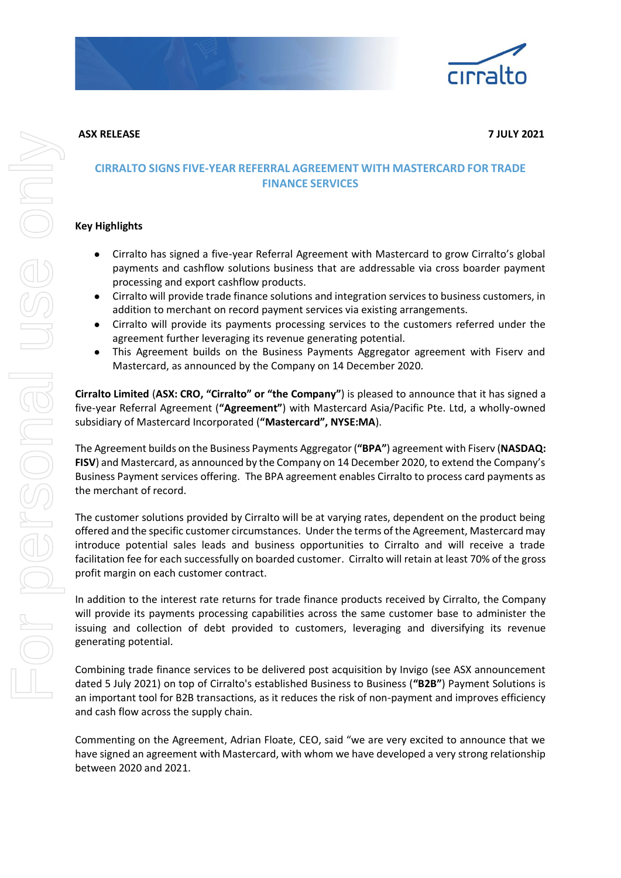**ASX RELEASE** **7 JULY 2021**

## CIRRALTO SIGNS FIVE-YEAR REFERRAL AGREEMENT WITH MASTERCARD FOR TRADE FINANCE SERVICES

### Key Highlights

- Cirralto has signed a five-year Referral Agreement with Mastercard to grow Cirralto's global payments and cashflow solutions business that are addressable via cross boarder payment processing and export cashflow products.
- Cirralto will provide trade finance solutions and integration services to business customers, in addition to merchant on record payment services via existing arrangements.
- Cirralto will provide its payments processing services to the customers referred under the agreement further leveraging its revenue generating potential.
- This Agreement builds on the Business Payments Aggregator agreement with Fiserv and Mastercard, as announced by the Company on 14 December 2020.

**Cirralto Limited** (**ASX: CRO, "Cirralto" or "the Company"**) is pleased to announce that it has signed a five-year Referral Agreement (**"Agreement"**) with Mastercard Asia/Pacific Pte. Ltd, a wholly-owned subsidiary of Mastercard Incorporated (**"Mastercard", NYSE:MA**).

The Agreement builds on the Business Payments Aggregator (**"BPA"**) agreement with Fiserv (**NASDAQ: FISV**) and Mastercard, as announced by the Company on 14 December 2020, to extend the Company's Business Payment services offering. The BPA agreement enables Cirralto to process card payments as the merchant of record.

The customer solutions provided by Cirralto will be at varying rates, dependent on the product being offered and the specific customer circumstances. Under the terms of the Agreement, Mastercard may introduce potential sales leads and business opportunities to Cirralto and will receive a trade facilitation fee for each successfully on boarded customer. Cirralto will retain at least 70% of the gross profit margin on each customer contract.

In addition to the interest rate returns for trade finance products received by Cirralto, the Company will provide its payments processing capabilities across the same customer base to administer the issuing and collection of debt provided to customers, leveraging and diversifying its revenue generating potential.

Combining trade finance services to be delivered post acquisition by Invigo (see ASX announcement dated 5 July 2021) on top of Cirralto's established Business to Business (**"B2B"**) Payment Solutions is an important tool for B2B transactions, as it reduces the risk of non-payment and improves efficiency and cash flow across the supply chain.

Commenting on the Agreement, Adrian Floate, CEO, said "we are very excited to announce that we have signed an agreement with Mastercard, with whom we have developed a very strong relationship between 2020 and 2021.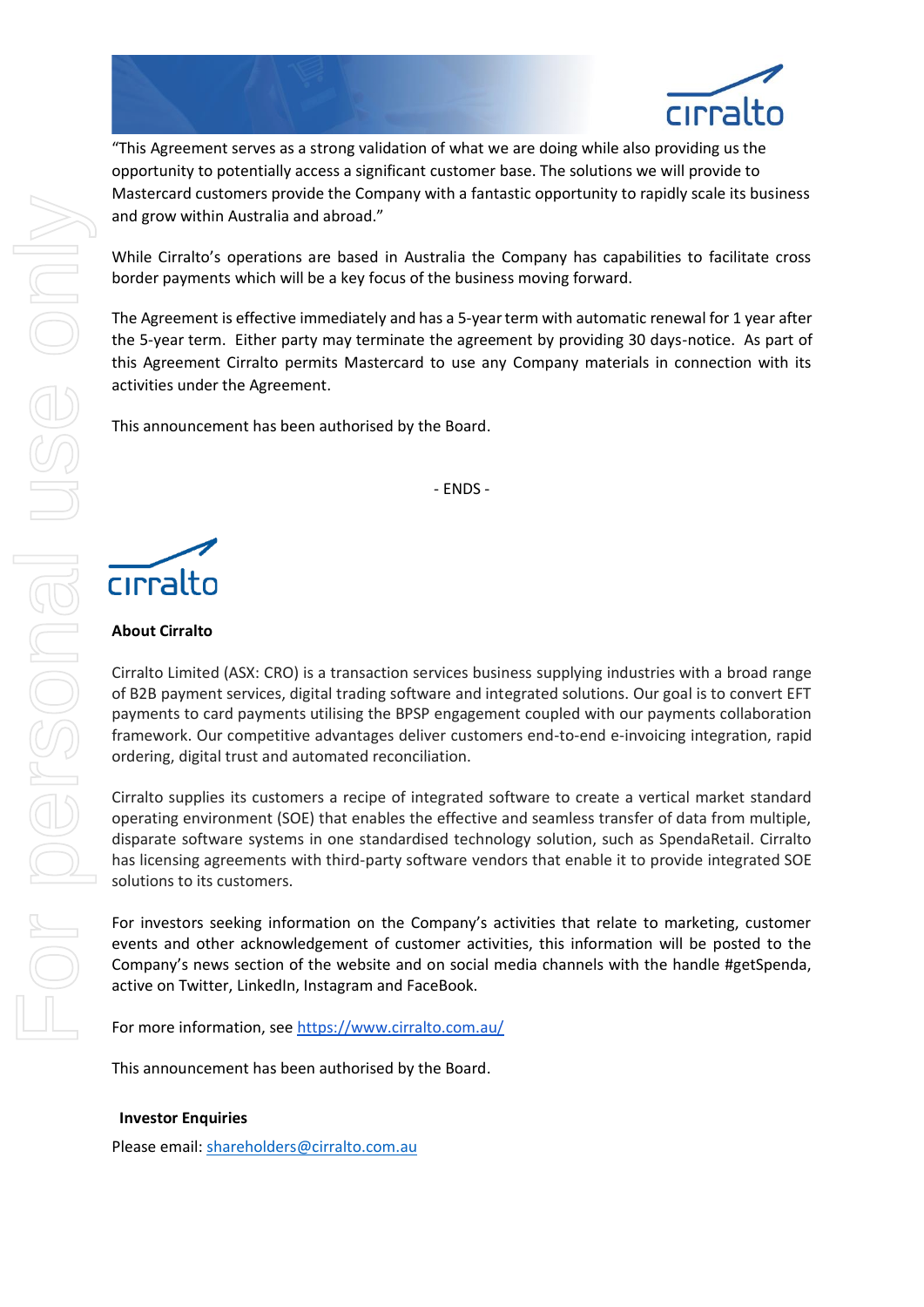"This Agreement serves as a strong validation of what we are doing while also providing us the opportunity to potentially access a significant customer base. The solutions we will provide to Mastercard customers provide the Company with a fantastic opportunity to rapidly scale its business and grow within Australia and abroad."

While Cirralto's operations are based in Australia the Company has capabilities to facilitate cross border payments which will be a key focus of the business moving forward.

The Agreement is effective immediately and has a 5-year term with automatic renewal for 1 year after the 5-year term. Either party may terminate the agreement by providing 30 days-notice. As part of this Agreement Cirralto permits Mastercard to use any Company materials in connection with its activities under the Agreement.

This announcement has been authorised by the Board.

- ENDS -

**About Cirralto**

Cirralto Limited (ASX: CRO) is a transaction services business supplying industries with a broad range of B2B payment services, digital trading software and integrated solutions. Our goal is to convert EFT payments to card payments utilising the BPSP engagement coupled with our payments collaboration framework. Our competitive advantages deliver customers end-to-end e-invoicing integration, rapid ordering, digital trust and automated reconciliation.

Cirralto supplies its customers a recipe of integrated software to create a vertical market standard operating environment (SOE) that enables the effective and seamless transfer of data from multiple, disparate software systems in one standardised technology solution, such as SpendaRetail. Cirralto has licensing agreements with third-party software vendors that enable it to provide integrated SOE solutions to its customers.

For investors seeking information on the Company's activities that relate to marketing, customer events and other acknowledgement of customer activities, this information will be posted to the Company's news section of the website and on social media channels with the handle #getSpenda, active on Twitter, LinkedIn, Instagram and FaceBook.

For more information, see https://www.cirralto.com.au/

This announcement has been authorised by the Board.

**Investor Enquiries**

Please email: shareholders@cirralto.com.au